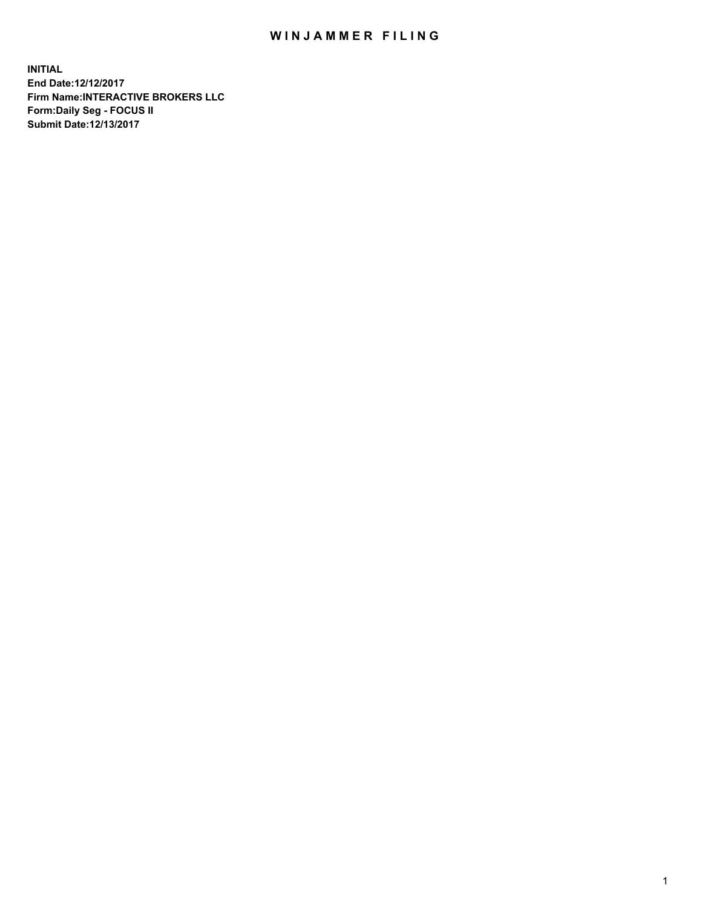# WINJAMMER FILING

**INITIAL**
**End Date:12/12/2017**
**Firm Name:INTERACTIVE BROKERS LLC**
**Form:Daily Seg - FOCUS II**
**Submit Date:12/13/2017**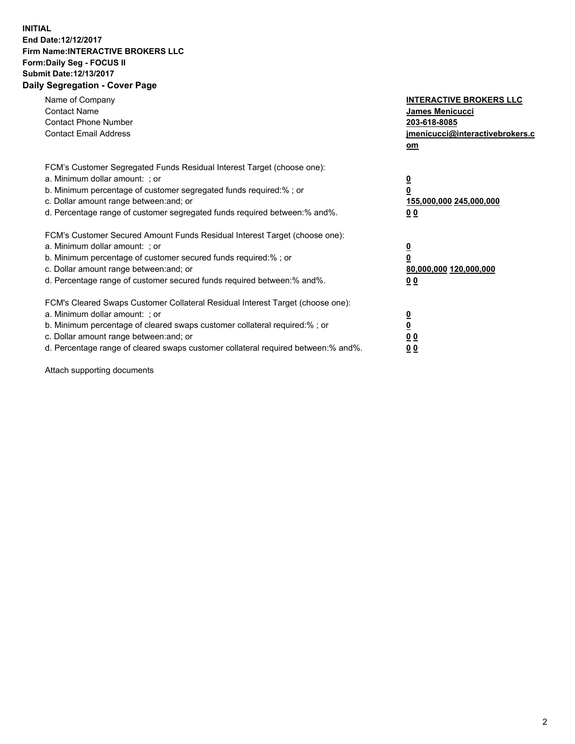**INITIAL**
**End Date:12/12/2017**
**Firm Name:INTERACTIVE BROKERS LLC**
**Form:Daily Seg - FOCUS II**
**Submit Date:12/13/2017**
**Daily Segregation - Cover Page**

| | |
|---|---|
| Name of Company | **INTERACTIVE BROKERS LLC** |
| Contact Name | **James Menicucci** |
| Contact Phone Number | **203-618-8085** |
| Contact Email Address | **jmenicucci@interactivebrokers.com** |

FCM's Customer Segregated Funds Residual Interest Target (choose one):

| | |
|---|---|
| a. Minimum dollar amount: ; or | **0** |
| b. Minimum percentage of customer segregated funds required:% ; or | **0** |
| c. Dollar amount range between:and; or | **155,000,000 245,000,000** |
| d. Percentage range of customer segregated funds required between:% and%. | **0 0** |

FCM's Customer Secured Amount Funds Residual Interest Target (choose one):

| | |
|---|---|
| a. Minimum dollar amount: ; or | **0** |
| b. Minimum percentage of customer secured funds required:% ; or | **0** |
| c. Dollar amount range between:and; or | **80,000,000 120,000,000** |
| d. Percentage range of customer secured funds required between:% and%. | **0 0** |

FCM's Cleared Swaps Customer Collateral Residual Interest Target (choose one):

| | |
|---|---|
| a. Minimum dollar amount: ; or | **0** |
| b. Minimum percentage of cleared swaps customer collateral required:% ; or | **0** |
| c. Dollar amount range between:and; or | **0 0** |
| d. Percentage range of cleared swaps customer collateral required between:% and%. | **0 0** |

Attach supporting documents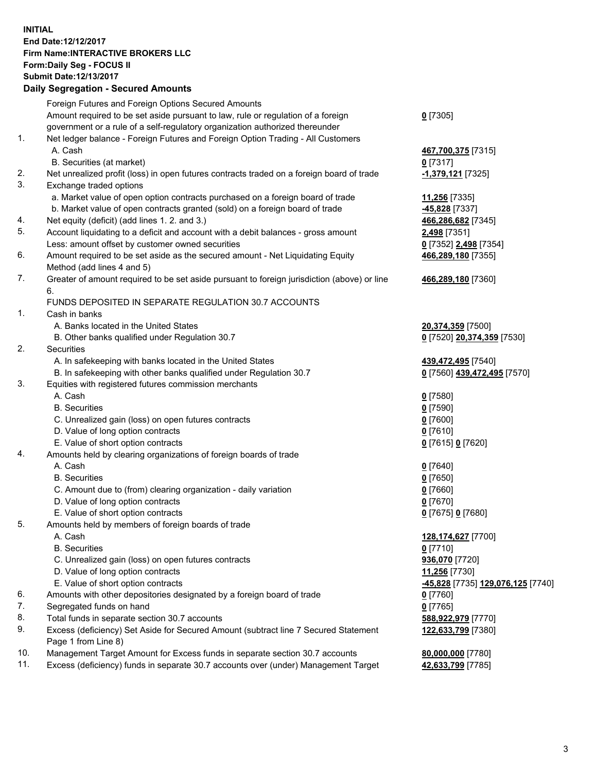**INITIAL**
**End Date:12/12/2017**
**Firm Name:INTERACTIVE BROKERS LLC**
**Form:Daily Seg - FOCUS II**
**Submit Date:12/13/2017**

## Daily Segregation - Secured Amounts

| | | |
|---|---|---|
| | Foreign Futures and Foreign Options Secured Amounts | |
| | Amount required to be set aside pursuant to law, rule or regulation of a foreign government or a rule of a self-regulatory organization authorized thereunder | **0** [7305] |
| 1. | Net ledger balance - Foreign Futures and Foreign Option Trading - All Customers | |
| | A. Cash | **467,700,375** [7315] |
| | B. Securities (at market) | **0** [7317] |
| 2. | Net unrealized profit (loss) in open futures contracts traded on a foreign board of trade | **-1,379,121** [7325] |
| 3. | Exchange traded options | |
| | a. Market value of open option contracts purchased on a foreign board of trade | **11,256** [7335] |
| | b. Market value of open contracts granted (sold) on a foreign board of trade | **-45,828** [7337] |
| 4. | Net equity (deficit) (add lines 1. 2. and 3.) | **466,286,682** [7345] |
| 5. | Account liquidating to a deficit and account with a debit balances - gross amount | **2,498** [7351] |
| | Less: amount offset by customer owned securities | **0** [7352] **2,498** [7354] |
| 6. | Amount required to be set aside as the secured amount - Net Liquidating Equity Method (add lines 4 and 5) | **466,289,180** [7355] |
| 7. | Greater of amount required to be set aside pursuant to foreign jurisdiction (above) or line 6. | **466,289,180** [7360] |
| | FUNDS DEPOSITED IN SEPARATE REGULATION 30.7 ACCOUNTS | |
| 1. | Cash in banks | |
| | A. Banks located in the United States | **20,374,359** [7500] |
| | B. Other banks qualified under Regulation 30.7 | **0** [7520] **20,374,359** [7530] |
| 2. | Securities | |
| | A. In safekeeping with banks located in the United States | **439,472,495** [7540] |
| | B. In safekeeping with other banks qualified under Regulation 30.7 | **0** [7560] **439,472,495** [7570] |
| 3. | Equities with registered futures commission merchants | |
| | A. Cash | **0** [7580] |
| | B. Securities | **0** [7590] |
| | C. Unrealized gain (loss) on open futures contracts | **0** [7600] |
| | D. Value of long option contracts | **0** [7610] |
| | E. Value of short option contracts | **0** [7615] **0** [7620] |
| 4. | Amounts held by clearing organizations of foreign boards of trade | |
| | A. Cash | **0** [7640] |
| | B. Securities | **0** [7650] |
| | C. Amount due to (from) clearing organization - daily variation | **0** [7660] |
| | D. Value of long option contracts | **0** [7670] |
| | E. Value of short option contracts | **0** [7675] **0** [7680] |
| 5. | Amounts held by members of foreign boards of trade | |
| | A. Cash | **128,174,627** [7700] |
| | B. Securities | **0** [7710] |
| | C. Unrealized gain (loss) on open futures contracts | **936,070** [7720] |
| | D. Value of long option contracts | **11,256** [7730] |
| | E. Value of short option contracts | **-45,828** [7735] **129,076,125** [7740] |
| 6. | Amounts with other depositories designated by a foreign board of trade | **0** [7760] |
| 7. | Segregated funds on hand | **0** [7765] |
| 8. | Total funds in separate section 30.7 accounts | **588,922,979** [7770] |
| 9. | Excess (deficiency) Set Aside for Secured Amount (subtract line 7 Secured Statement Page 1 from Line 8) | **122,633,799** [7380] |
| 10. | Management Target Amount for Excess funds in separate section 30.7 accounts | **80,000,000** [7780] |
| 11. | Excess (deficiency) funds in separate 30.7 accounts over (under) Management Target | **42,633,799** [7785] |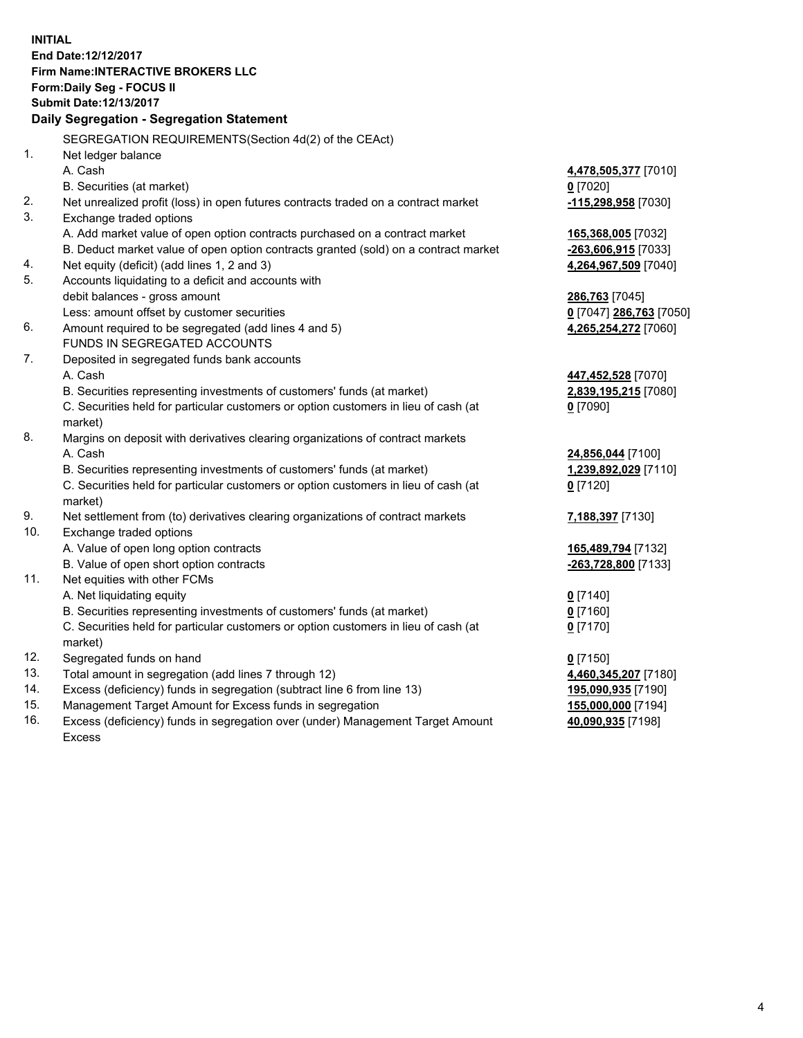**INITIAL**
**End Date:12/12/2017**
**Firm Name:INTERACTIVE BROKERS LLC**
**Form:Daily Seg - FOCUS II**
**Submit Date:12/13/2017**

### Daily Segregation - Segregation Statement

SEGREGATION REQUIREMENTS(Section 4d(2) of the CEAct)

| | | |
|---|---|---|
| 1. | Net ledger balance | |
| | A. Cash | **4,478,505,377** [7010] |
| | B. Securities (at market) | **0** [7020] |
| 2. | Net unrealized profit (loss) in open futures contracts traded on a contract market | **-115,298,958** [7030] |
| 3. | Exchange traded options | |
| | A. Add market value of open option contracts purchased on a contract market | **165,368,005** [7032] |
| | B. Deduct market value of open option contracts granted (sold) on a contract market | **-263,606,915** [7033] |
| 4. | Net equity (deficit) (add lines 1, 2 and 3) | **4,264,967,509** [7040] |
| 5. | Accounts liquidating to a deficit and accounts with debit balances - gross amount | **286,763** [7045] |
| | Less: amount offset by customer securities | **0** [7047] **286,763** [7050] |
| 6. | Amount required to be segregated (add lines 4 and 5) | **4,265,254,272** [7060] |
| | FUNDS IN SEGREGATED ACCOUNTS | |
| 7. | Deposited in segregated funds bank accounts | |
| | A. Cash | **447,452,528** [7070] |
| | B. Securities representing investments of customers' funds (at market) | **2,839,195,215** [7080] |
| | C. Securities held for particular customers or option customers in lieu of cash (at market) | **0** [7090] |
| 8. | Margins on deposit with derivatives clearing organizations of contract markets | |
| | A. Cash | **24,856,044** [7100] |
| | B. Securities representing investments of customers' funds (at market) | **1,239,892,029** [7110] |
| | C. Securities held for particular customers or option customers in lieu of cash (at market) | **0** [7120] |
| 9. | Net settlement from (to) derivatives clearing organizations of contract markets | **7,188,397** [7130] |
| 10. | Exchange traded options | |
| | A. Value of open long option contracts | **165,489,794** [7132] |
| | B. Value of open short option contracts | **-263,728,800** [7133] |
| 11. | Net equities with other FCMs | |
| | A. Net liquidating equity | **0** [7140] |
| | B. Securities representing investments of customers' funds (at market) | **0** [7160] |
| | C. Securities held for particular customers or option customers in lieu of cash (at market) | **0** [7170] |
| 12. | Segregated funds on hand | **0** [7150] |
| 13. | Total amount in segregation (add lines 7 through 12) | **4,460,345,207** [7180] |
| 14. | Excess (deficiency) funds in segregation (subtract line 6 from line 13) | **195,090,935** [7190] |
| 15. | Management Target Amount for Excess funds in segregation | **155,000,000** [7194] |
| 16. | Excess (deficiency) funds in segregation over (under) Management Target Amount Excess | **40,090,935** [7198] |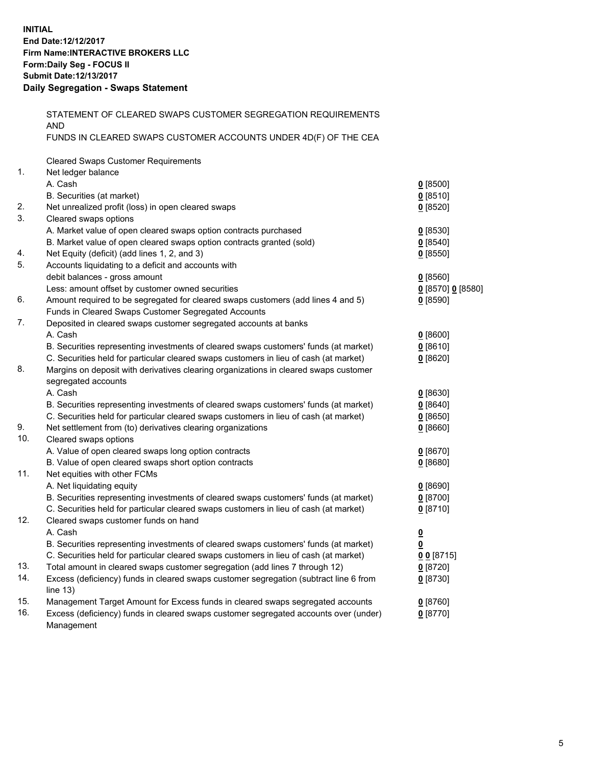**INITIAL**
**End Date:12/12/2017**
**Firm Name:INTERACTIVE BROKERS LLC**
**Form:Daily Seg - FOCUS II**
**Submit Date:12/13/2017**
**Daily Segregation - Swaps Statement**

STATEMENT OF CLEARED SWAPS CUSTOMER SEGREGATION REQUIREMENTS
AND
FUNDS IN CLEARED SWAPS CUSTOMER ACCOUNTS UNDER 4D(F) OF THE CEA

| | | |
|---|---|---|
| | Cleared Swaps Customer Requirements | |
| 1. | Net ledger balance | |
| | A. Cash | 0 [8500] |
| | B. Securities (at market) | 0 [8510] |
| 2. | Net unrealized profit (loss) in open cleared swaps | 0 [8520] |
| 3. | Cleared swaps options | |
| | A. Market value of open cleared swaps option contracts purchased | 0 [8530] |
| | B. Market value of open cleared swaps option contracts granted (sold) | 0 [8540] |
| 4. | Net Equity (deficit) (add lines 1, 2, and 3) | 0 [8550] |
| 5. | Accounts liquidating to a deficit and accounts with | |
| | debit balances - gross amount | 0 [8560] |
| | Less: amount offset by customer owned securities | 0 [8570] 0 [8580] |
| 6. | Amount required to be segregated for cleared swaps customers (add lines 4 and 5) | 0 [8590] |
| | Funds in Cleared Swaps Customer Segregated Accounts | |
| 7. | Deposited in cleared swaps customer segregated accounts at banks | |
| | A. Cash | 0 [8600] |
| | B. Securities representing investments of cleared swaps customers' funds (at market) | 0 [8610] |
| | C. Securities held for particular cleared swaps customers in lieu of cash (at market) | 0 [8620] |
| 8. | Margins on deposit with derivatives clearing organizations in cleared swaps customer segregated accounts | |
| | A. Cash | 0 [8630] |
| | B. Securities representing investments of cleared swaps customers' funds (at market) | 0 [8640] |
| | C. Securities held for particular cleared swaps customers in lieu of cash (at market) | 0 [8650] |
| 9. | Net settlement from (to) derivatives clearing organizations | 0 [8660] |
| 10. | Cleared swaps options | |
| | A. Value of open cleared swaps long option contracts | 0 [8670] |
| | B. Value of open cleared swaps short option contracts | 0 [8680] |
| 11. | Net equities with other FCMs | |
| | A. Net liquidating equity | 0 [8690] |
| | B. Securities representing investments of cleared swaps customers' funds (at market) | 0 [8700] |
| | C. Securities held for particular cleared swaps customers in lieu of cash (at market) | 0 [8710] |
| 12. | Cleared swaps customer funds on hand | |
| | A. Cash | 0 |
| | B. Securities representing investments of cleared swaps customers' funds (at market) | 0 |
| | C. Securities held for particular cleared swaps customers in lieu of cash (at market) | 0 0 [8715] |
| 13. | Total amount in cleared swaps customer segregation (add lines 7 through 12) | 0 [8720] |
| 14. | Excess (deficiency) funds in cleared swaps customer segregation (subtract line 6 from line 13) | 0 [8730] |
| 15. | Management Target Amount for Excess funds in cleared swaps segregated accounts | 0 [8760] |
| 16. | Excess (deficiency) funds in cleared swaps customer segregated accounts over (under) Management | 0 [8770] |